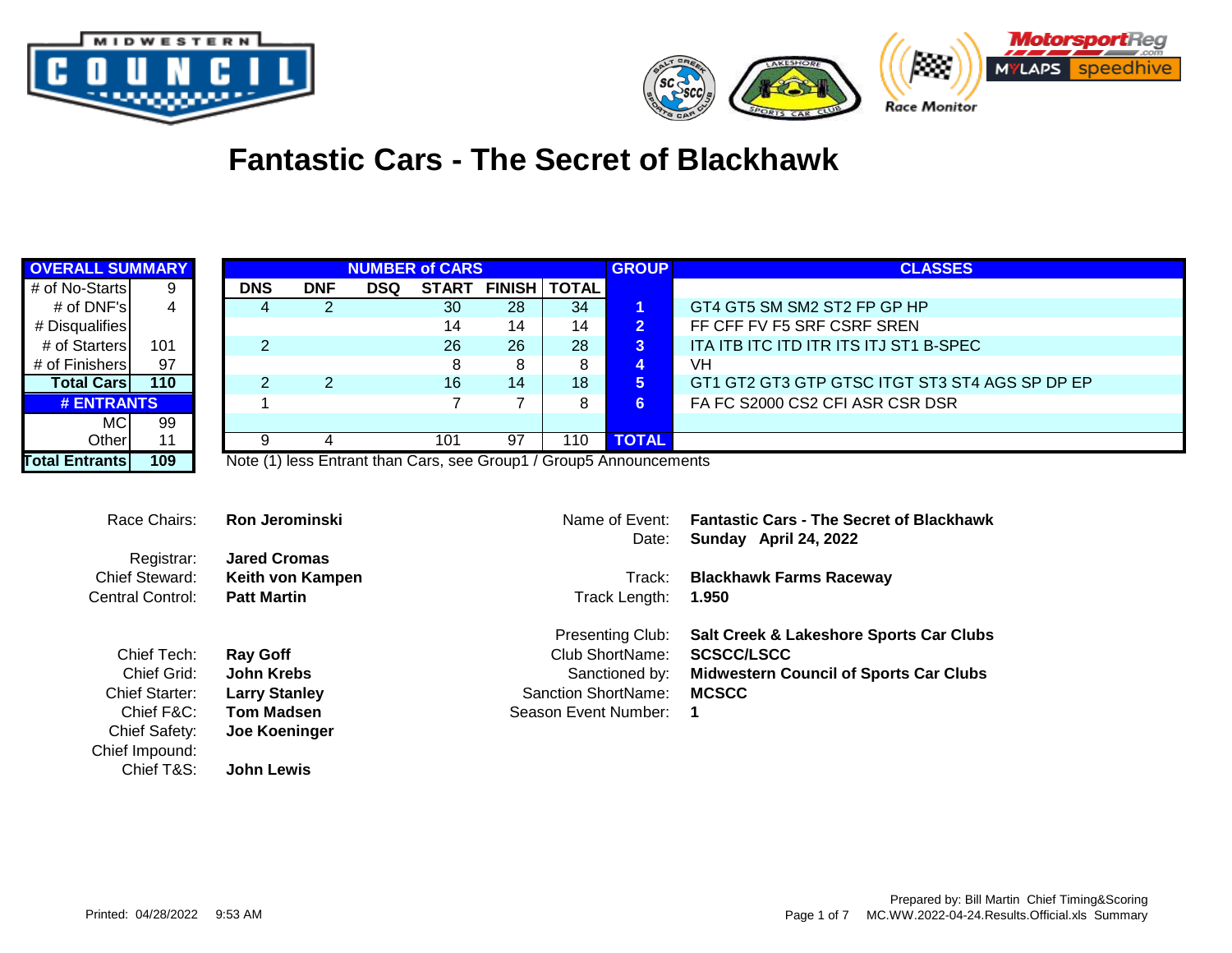# Fantastic Cars - The Secret of Blackhawk

| OVERALL SUMMARY | |
|---|---|
| # of No-Starts | 9 |
| # of DNF's | 4 |
| # Disqualifies | |
| # of Starters | 101 |
| # of Finishers | 97 |
| **Total Cars** | **110** |
| **# ENTRANTS** | |
| MC | 99 |
| Other | 11 |
| **Total Entrants** | **109** |

| NUMBER of CARS | | | | | | GROUP | CLASSES |
|---|---|---|---|---|---|---|---|
| DNS | DNF | DSQ | START | FINISH | TOTAL | | |
| 4 | 2 | | 30 | 28 | 34 | 1 | GT4 GT5 SM SM2 ST2 FP GP HP |
| | | | 14 | 14 | 14 | 2 | FF CFF FV F5 SRF CSRF SREN |
| 2 | | | 26 | 26 | 28 | 3 | ITA ITB ITC ITD ITR ITS ITJ ST1 B-SPEC |
| | | | 8 | 8 | 8 | 4 | VH |
| 2 | 2 | | 16 | 14 | 18 | 5 | GT1 GT2 GT3 GTP GTSC ITGT ST3 ST4 AGS SP DP EP |
| 1 | | | 7 | 7 | 8 | 6 | FA FC S2000 CS2 CFI ASR CSR DSR |
| | | | | | | | |
| 9 | 4 | | 101 | 97 | 110 | TOTAL | |

Note (1) less Entrant than Cars, see Group1 / Group5 Announcements

Race Chairs: **Ron Jerominski**
Registrar: **Jared Cromas**
Chief Steward: **Keith von Kampen**
Central Control: **Patt Martin**

Chief Tech: **Ray Goff**
Chief Grid: **John Krebs**
Chief Starter: **Larry Stanley**
Chief F&C: **Tom Madsen**
Chief Safety: **Joe Koeninger**
Chief Impound:
Chief T&S: **John Lewis**

Name of Event: **Fantastic Cars - The Secret of Blackhawk**
Date: **Sunday April 24, 2022**

Track: **Blackhawk Farms Raceway**
Track Length: **1.950**

Presenting Club: **Salt Creek & Lakeshore Sports Car Clubs**
Club ShortName: **SCSCC/LSCC**
Sanctioned by: **Midwestern Council of Sports Car Clubs**
Sanction ShortName: **MCSCC**
Season Event Number: **1**

Printed: 04/28/2022 9:53 AM

Prepared by: Bill Martin Chief Timing&Scoring
MC.WW.2022-04-24.Results.Official.xls Summary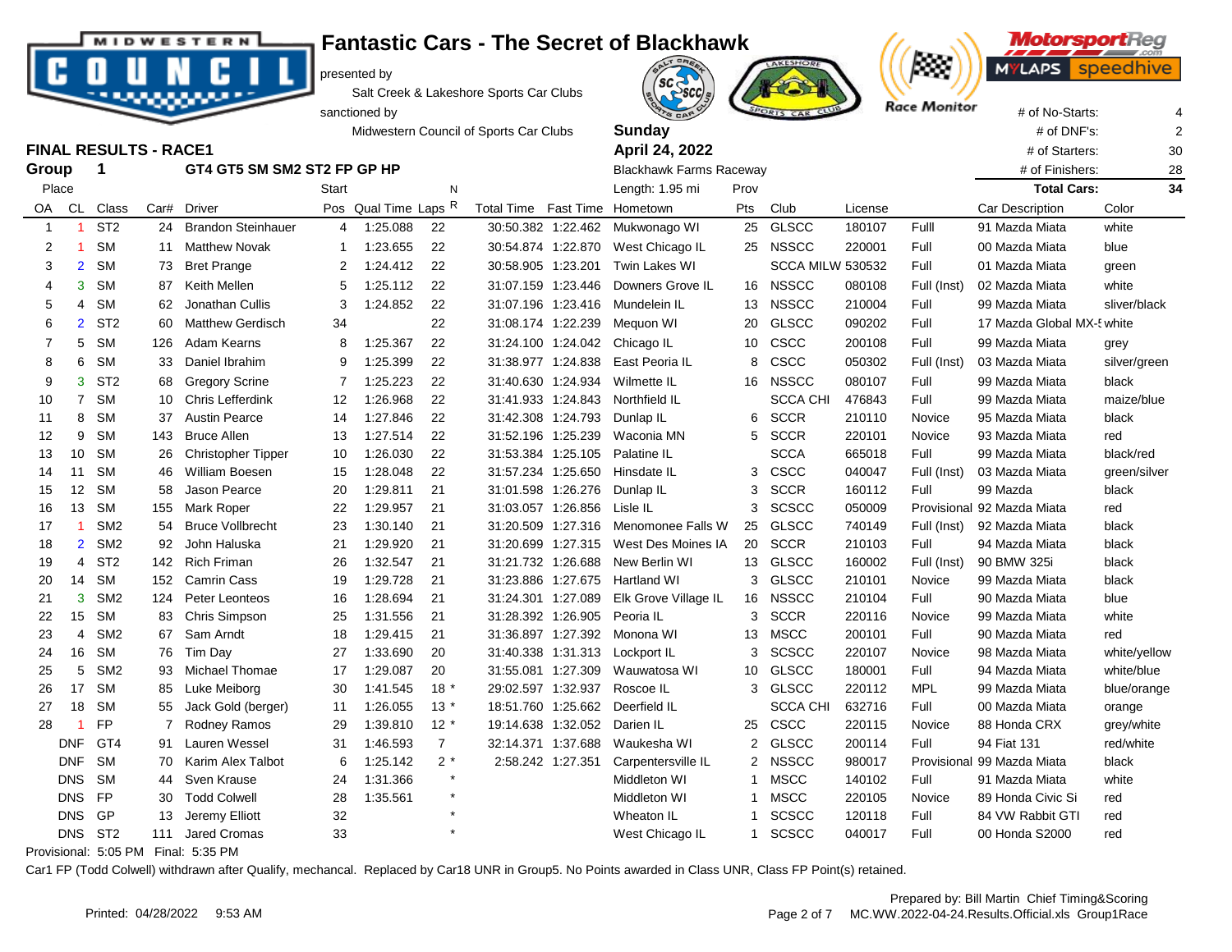# Fantastic Cars - The Secret of Blackhawk

presented by
Salt Creek & Lakeshore Sports Car Clubs
sanctioned by
Midwestern Council of Sports Car Clubs

**Sunday**
**April 24, 2022**
Blackhawk Farms Raceway
Length: 1.95 mi

| | |
|---|---|
| # of No-Starts: | 4 |
| # of DNF's: | 2 |
| # of Starters: | 30 |
| # of Finishers: | 28 |
| **Total Cars:** | **34** |

## FINAL RESULTS - RACE1

**Group 1** GT4 GT5 SM SM2 ST2 FP GP HP

| OA | CL | Class | Car# | Driver | Start Pos | Qual Time | Laps | NR | Total Time | Fast Time | Hometown | Prov Pts | Club | License | | Car Description | Color |
|---|---|---|---|---|---|---|---|---|---|---|---|---|---|---|---|---|---|
| 1 | 1 | ST2 | 24 | Brandon Steinhauer | 4 | 1:25.088 | 22 | | 30:50.382 | 1:22.462 | Mukwonago WI | 25 | GLSCC | 180107 | Fulll | 91 Mazda Miata | white |
| 2 | 1 | SM | 11 | Matthew Novak | 1 | 1:23.655 | 22 | | 30:54.874 | 1:22.870 | West Chicago IL | 25 | NSSCC | 220001 | Full | 00 Mazda Miata | blue |
| 3 | 2 | SM | 73 | Bret Prange | 2 | 1:24.412 | 22 | | 30:58.905 | 1:23.201 | Twin Lakes WI | | SCCA MILW | 530532 | Full | 01 Mazda Miata | green |
| 4 | 3 | SM | 87 | Keith Mellen | 5 | 1:25.112 | 22 | | 31:07.159 | 1:23.446 | Downers Grove IL | 16 | NSSCC | 080108 | Full (Inst) | 02 Mazda Miata | white |
| 5 | 4 | SM | 62 | Jonathan Cullis | 3 | 1:24.852 | 22 | | 31:07.196 | 1:23.416 | Mundelein IL | 13 | NSSCC | 210004 | Full | 99 Mazda Miata | sliver/black |
| 6 | 2 | ST2 | 60 | Matthew Gerdisch | 34 | | 22 | | 31:08.174 | 1:22.239 | Mequon WI | 20 | GLSCC | 090202 | Full | 17 Mazda Global MX-5 | white |
| 7 | 5 | SM | 126 | Adam Kearns | 8 | 1:25.367 | 22 | | 31:24.100 | 1:24.042 | Chicago IL | 10 | CSCC | 200108 | Full | 99 Mazda Miata | grey |
| 8 | 6 | SM | 33 | Daniel Ibrahim | 9 | 1:25.399 | 22 | | 31:38.977 | 1:24.838 | East Peoria IL | 8 | CSCC | 050302 | Full (Inst) | 03 Mazda Miata | silver/green |
| 9 | 3 | ST2 | 68 | Gregory Scrine | 7 | 1:25.223 | 22 | | 31:40.630 | 1:24.934 | Wilmette IL | 16 | NSSCC | 080107 | Full | 99 Mazda Miata | black |
| 10 | 7 | SM | 10 | Chris Lefferdink | 12 | 1:26.968 | 22 | | 31:41.933 | 1:24.843 | Northfield IL | | SCCA CHI | 476843 | Full | 99 Mazda Miata | maize/blue |
| 11 | 8 | SM | 37 | Austin Pearce | 14 | 1:27.846 | 22 | | 31:42.308 | 1:24.793 | Dunlap IL | 6 | SCCR | 210110 | Novice | 95 Mazda Miata | black |
| 12 | 9 | SM | 143 | Bruce Allen | 13 | 1:27.514 | 22 | | 31:52.196 | 1:25.239 | Waconia MN | 5 | SCCR | 220101 | Novice | 93 Mazda Miata | red |
| 13 | 10 | SM | 26 | Christopher Tipper | 10 | 1:26.030 | 22 | | 31:53.384 | 1:25.105 | Palatine IL | | SCCA | 665018 | Full | 99 Mazda Miata | black/red |
| 14 | 11 | SM | 46 | William Boesen | 15 | 1:28.048 | 22 | | 31:57.234 | 1:25.650 | Hinsdate IL | 3 | CSCC | 040047 | Full (Inst) | 03 Mazda Miata | green/silver |
| 15 | 12 | SM | 58 | Jason Pearce | 20 | 1:29.811 | 21 | | 31:01.598 | 1:26.276 | Dunlap IL | 3 | SCCR | 160112 | Full | 99 Mazda | black |
| 16 | 13 | SM | 155 | Mark Roper | 22 | 1:29.957 | 21 | | 31:03.057 | 1:26.856 | Lisle IL | 3 | SCSCC | 050009 | Provisional | 92 Mazda Miata | red |
| 17 | 1 | SM2 | 54 | Bruce Vollbrecht | 23 | 1:30.140 | 21 | | 31:20.509 | 1:27.316 | Menomonee Falls W | 25 | GLSCC | 740149 | Full (Inst) | 92 Mazda Miata | black |
| 18 | 2 | SM2 | 92 | John Haluska | 21 | 1:29.920 | 21 | | 31:20.699 | 1:27.315 | West Des Moines IA | 20 | SCCR | 210103 | Full | 94 Mazda Miata | black |
| 19 | 4 | ST2 | 142 | Rich Friman | 26 | 1:32.547 | 21 | | 31:21.732 | 1:26.688 | New Berlin WI | 13 | GLSCC | 160002 | Full (Inst) | 90 BMW 325i | black |
| 20 | 14 | SM | 152 | Camrin Cass | 19 | 1:29.728 | 21 | | 31:23.886 | 1:27.675 | Hartland WI | 3 | GLSCC | 210101 | Novice | 99 Mazda Miata | black |
| 21 | 3 | SM2 | 124 | Peter Leonteos | 16 | 1:28.694 | 21 | | 31:24.301 | 1:27.089 | Elk Grove Village IL | 16 | NSSCC | 210104 | Full | 90 Mazda Miata | blue |
| 22 | 15 | SM | 83 | Chris Simpson | 25 | 1:31.556 | 21 | | 31:28.392 | 1:26.905 | Peoria IL | 3 | SCCR | 220116 | Novice | 99 Mazda Miata | white |
| 23 | 4 | SM2 | 67 | Sam Arndt | 18 | 1:29.415 | 21 | | 31:36.897 | 1:27.392 | Monona WI | 13 | MSCC | 200101 | Full | 90 Mazda Miata | red |
| 24 | 16 | SM | 76 | Tim Day | 27 | 1:33.690 | 20 | | 31:40.338 | 1:31.313 | Lockport IL | 3 | SCSCC | 220107 | Novice | 98 Mazda Miata | white/yellow |
| 25 | 5 | SM2 | 93 | Michael Thomae | 17 | 1:29.087 | 20 | | 31:55.081 | 1:27.309 | Wauwatosa WI | 10 | GLSCC | 180001 | Full | 94 Mazda Miata | white/blue |
| 26 | 17 | SM | 85 | Luke Meiborg | 30 | 1:41.545 | 18 | * | 29:02.597 | 1:32.937 | Roscoe IL | 3 | GLSCC | 220112 | MPL | 99 Mazda Miata | blue/orange |
| 27 | 18 | SM | 55 | Jack Gold (berger) | 11 | 1:26.055 | 13 | * | 18:51.760 | 1:25.662 | Deerfield IL | | SCCA CHI | 632716 | Full | 00 Mazda Miata | orange |
| 28 | 1 | FP | 7 | Rodney Ramos | 29 | 1:39.810 | 12 | * | 19:14.638 | 1:32.052 | Darien IL | 25 | CSCC | 220115 | Novice | 88 Honda CRX | grey/white |
| | DNF | GT4 | 91 | Lauren Wessel | 31 | 1:46.593 | 7 | | 32:14.371 | 1:37.688 | Waukesha WI | 2 | GLSCC | 200114 | Full | 94 Fiat 131 | red/white |
| | DNF | SM | 70 | Karim Alex Talbot | 6 | 1:25.142 | 2 | * | 2:58.242 | 1:27.351 | Carpentersville IL | 2 | NSSCC | 980017 | Provisional | 99 Mazda Miata | black |
| | DNS | SM | 44 | Sven Krause | 24 | 1:31.366 | | * | | | Middleton WI | 1 | MSCC | 140102 | Full | 91 Mazda Miata | white |
| | DNS | FP | 30 | Todd Colwell | 28 | 1:35.561 | | * | | | Middleton WI | 1 | MSCC | 220105 | Novice | 89 Honda Civic Si | red |
| | DNS | GP | 13 | Jeremy Elliott | 32 | | | * | | | Wheaton IL | 1 | SCSCC | 120118 | Full | 84 VW Rabbit GTI | red |
| | DNS | ST2 | 111 | Jared Cromas | 33 | | | * | | | West Chicago IL | 1 | SCSCC | 040017 | Full | 00 Honda S2000 | red |

Provisional: 5:05 PM Final: 5:35 PM

Car1 FP (Todd Colwell) withdrawn after Qualify, mechancal. Replaced by Car18 UNR in Group5. No Points awarded in Class UNR, Class FP Point(s) retained.

Printed: 04/28/2022 9:53 AM

Prepared by: Bill Martin Chief Timing&Scoring
MC.WW.2022-04-24.Results.Official.xls Group1Race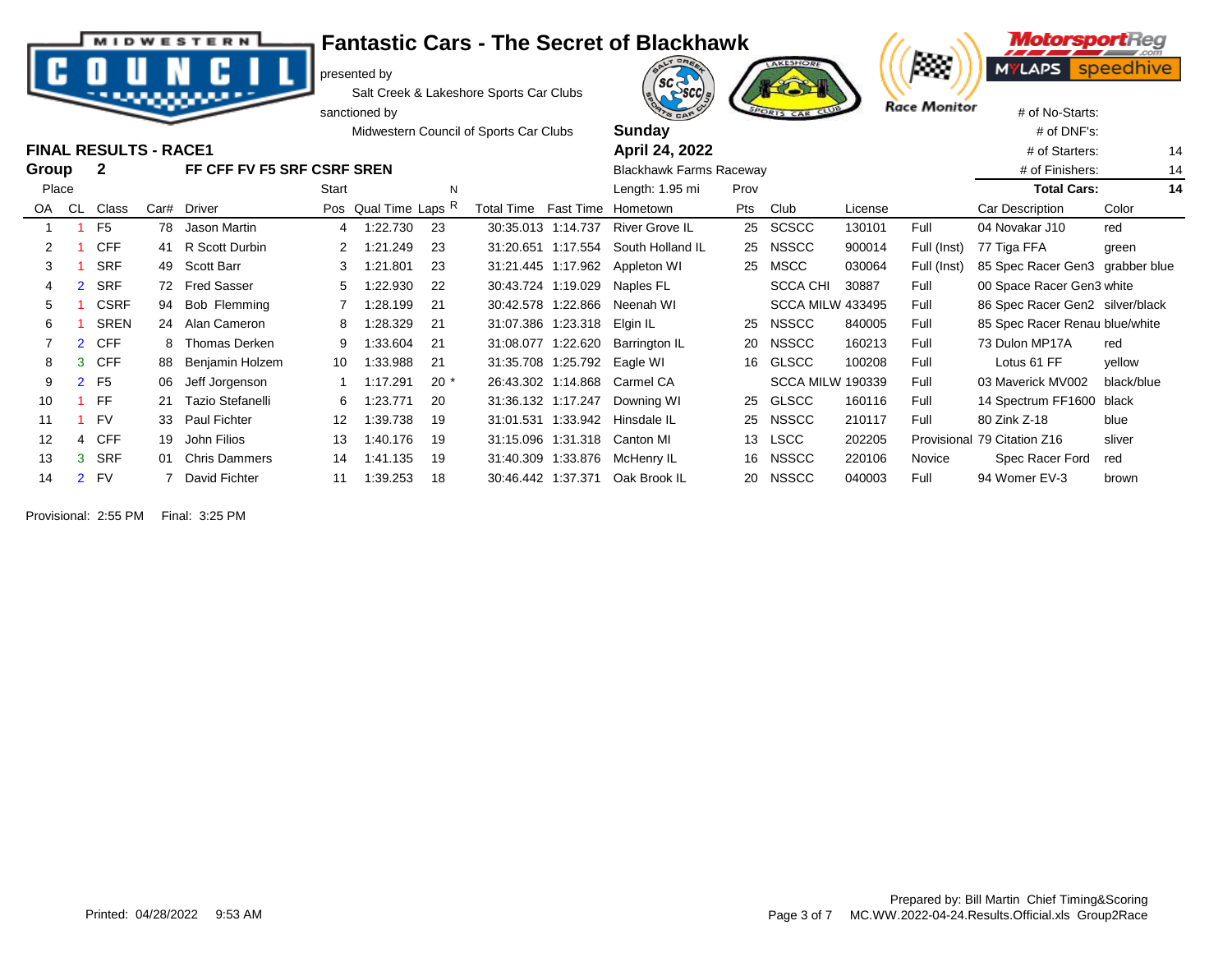MIDWESTERN COUNCIL

# Fantastic Cars - The Secret of Blackhawk

presented by

Salt Creek & Lakeshore Sports Car Clubs

sanctioned by

Midwestern Council of Sports Car Clubs

Race Monitor

MotorsportReg.com

MYLAPS speedhive

**Sunday**

**April 24, 2022**

Blackhawk Farms Raceway

Length: 1.95 mi

## FINAL RESULTS - RACE1

**Group 2** **FF CFF FV F5 SRF CSRF SREN**

| # of No-Starts: | |
|---|---|
| # of DNF's: | |
| # of Starters: | 14 |
| # of Finishers: | 14 |
| **Total Cars:** | **14** |

| Place OA | CL | Class | Car# | Driver | Start Pos | Qual Time | Laps | NR | Total Time | Fast Time | Hometown | Prov Pts | Club | License | | Car Description | Color |
|---|---|---|---|---|---|---|---|---|---|---|---|---|---|---|---|---|---|
| 1 | 1 | F5 | 78 | Jason Martin | 4 | 1:22.730 | 23 | | 30:35.013 | 1:14.737 | River Grove IL | 25 | SCSCC | 130101 | Full | 04 Novakar J10 | red |
| 2 | 1 | CFF | 41 | R Scott Durbin | 2 | 1:21.249 | 23 | | 31:20.651 | 1:17.554 | South Holland IL | 25 | NSSCC | 900014 | Full (Inst) | 77 Tiga FFA | green |
| 3 | 1 | SRF | 49 | Scott Barr | 3 | 1:21.801 | 23 | | 31:21.445 | 1:17.962 | Appleton WI | 25 | MSCC | 030064 | Full (Inst) | 85 Spec Racer Gen3 | grabber blue |
| 4 | 2 | SRF | 72 | Fred Sasser | 5 | 1:22.930 | 22 | | 30:43.724 | 1:19.029 | Naples FL | | SCCA CHI | 30887 | Full | 00 Space Racer Gen3 | white |
| 5 | 1 | CSRF | 94 | Bob Flemming | 7 | 1:28.199 | 21 | | 30:42.578 | 1:22.866 | Neenah WI | | SCCA MILW | 433495 | Full | 86 Spec Racer Gen2 | silver/black |
| 6 | 1 | SREN | 24 | Alan Cameron | 8 | 1:28.329 | 21 | | 31:07.386 | 1:23.318 | Elgin IL | 25 | NSSCC | 840005 | Full | 85 Spec Racer Renau | blue/white |
| 7 | 2 | CFF | 8 | Thomas Derken | 9 | 1:33.604 | 21 | | 31:08.077 | 1:22.620 | Barrington IL | 20 | NSSCC | 160213 | Full | 73 Dulon MP17A | red |
| 8 | 3 | CFF | 88 | Benjamin Holzem | 10 | 1:33.988 | 21 | | 31:35.708 | 1:25.792 | Eagle WI | 16 | GLSCC | 100208 | Full | Lotus 61 FF | yellow |
| 9 | 2 | F5 | 06 | Jeff Jorgenson | 1 | 1:17.291 | 20 | * | 26:43.302 | 1:14.868 | Carmel CA | | SCCA MILW | 190339 | Full | 03 Maverick MV002 | black/blue |
| 10 | 1 | FF | 21 | Tazio Stefanelli | 6 | 1:23.771 | 20 | | 31:36.132 | 1:17.247 | Downing WI | 25 | GLSCC | 160116 | Full | 14 Spectrum FF1600 | black |
| 11 | 1 | FV | 33 | Paul Fichter | 12 | 1:39.738 | 19 | | 31:01.531 | 1:33.942 | Hinsdale IL | 25 | NSSCC | 210117 | Full | 80 Zink Z-18 | blue |
| 12 | 4 | CFF | 19 | John Filios | 13 | 1:40.176 | 19 | | 31:15.096 | 1:31.318 | Canton MI | 13 | LSCC | 202205 | Provisional | 79 Citation Z16 | sliver |
| 13 | 3 | SRF | 01 | Chris Dammers | 14 | 1:41.135 | 19 | | 31:40.309 | 1:33.876 | McHenry IL | 16 | NSSCC | 220106 | Novice | Spec Racer Ford | red |
| 14 | 2 | FV | 7 | David Fichter | 11 | 1:39.253 | 18 | | 30:46.442 | 1:37.371 | Oak Brook IL | 20 | NSSCC | 040003 | Full | 94 Womer EV-3 | brown |

Provisional: 2:55 PM Final: 3:25 PM

Printed: 04/28/2022 9:53 AM

Prepared by: Bill Martin Chief Timing&Scoring

MC.WW.2022-04-24.Results.Official.xls Group2Race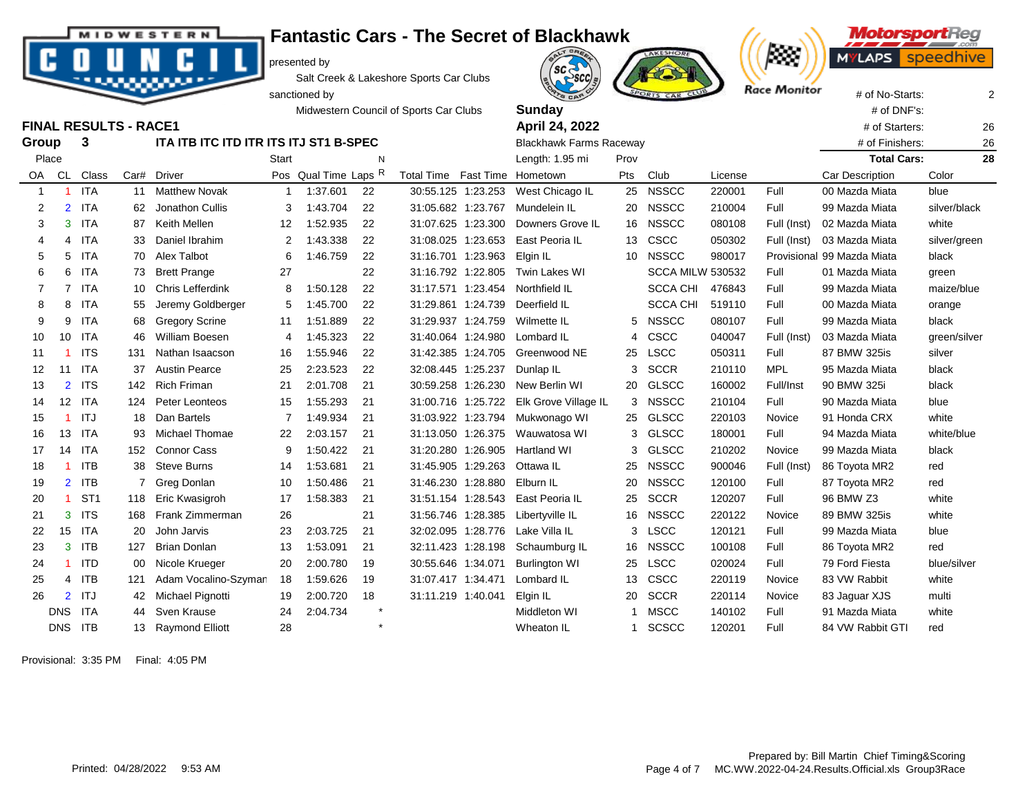# Fantastic Cars - The Secret of Blackhawk

presented by

Salt Creek & Lakeshore Sports Car Clubs

sanctioned by

Midwestern Council of Sports Car Clubs

**Sunday**

**April 24, 2022**

Blackhawk Farms Raceway

Length: 1.95 mi

| | |
|---|---|
| # of No-Starts: | 2 |
| # of DNF's: | |
| # of Starters: | 26 |
| # of Finishers: | 26 |
| **Total Cars:** | **28** |

## FINAL RESULTS - RACE1

**Group 3** — **ITA ITB ITC ITD ITR ITS ITJ ST1 B-SPEC**

| Place OA | CL | Class | Car# | Driver | Start Pos | Qual Time | Laps | NR | Total Time | Fast Time | Hometown | Prov Pts | Club | License | | Car Description | Color |
|---|---|---|---|---|---|---|---|---|---|---|---|---|---|---|---|---|---|
| 1 | 1 | ITA | 11 | Matthew Novak | 1 | 1:37.601 | 22 | | 30:55.125 | 1:23.253 | West Chicago IL | 25 | NSSCC | 220001 | Full | 00 Mazda Miata | blue |
| 2 | 2 | ITA | 62 | Jonathon Cullis | 3 | 1:43.704 | 22 | | 31:05.682 | 1:23.767 | Mundelein IL | 20 | NSSCC | 210004 | Full | 99 Mazda Miata | silver/black |
| 3 | 3 | ITA | 87 | Keith Mellen | 12 | 1:52.935 | 22 | | 31:07.625 | 1:23.300 | Downers Grove IL | 16 | NSSCC | 080108 | Full (Inst) | 02 Mazda Miata | white |
| 4 | 4 | ITA | 33 | Daniel Ibrahim | 2 | 1:43.338 | 22 | | 31:08.025 | 1:23.653 | East Peoria IL | 13 | CSCC | 050302 | Full (Inst) | 03 Mazda Miata | silver/green |
| 5 | 5 | ITA | 70 | Alex Talbot | 6 | 1:46.759 | 22 | | 31:16.701 | 1:23.963 | Elgin IL | 10 | NSSCC | 980017 | Provisional | 99 Mazda Miata | black |
| 6 | 6 | ITA | 73 | Brett Prange | 27 | | 22 | | 31:16.792 | 1:22.805 | Twin Lakes WI | | SCCA MILW | 530532 | Full | 01 Mazda Miata | green |
| 7 | 7 | ITA | 10 | Chris Lefferdink | 8 | 1:50.128 | 22 | | 31:17.571 | 1:23.454 | Northfield IL | | SCCA CHI | 476843 | Full | 99 Mazda Miata | maize/blue |
| 8 | 8 | ITA | 55 | Jeremy Goldberger | 5 | 1:45.700 | 22 | | 31:29.861 | 1:24.739 | Deerfield IL | | SCCA CHI | 519110 | Full | 00 Mazda Miata | orange |
| 9 | 9 | ITA | 68 | Gregory Scrine | 11 | 1:51.889 | 22 | | 31:29.937 | 1:24.759 | Wilmette IL | 5 | NSSCC | 080107 | Full | 99 Mazda Miata | black |
| 10 | 10 | ITA | 46 | William Boesen | 4 | 1:45.323 | 22 | | 31:40.064 | 1:24.980 | Lombard IL | 4 | CSCC | 040047 | Full (Inst) | 03 Mazda Miata | green/silver |
| 11 | 1 | ITS | 131 | Nathan Isaacson | 16 | 1:55.946 | 22 | | 31:42.385 | 1:24.705 | Greenwood NE | 25 | LSCC | 050311 | Full | 87 BMW 325is | silver |
| 12 | 11 | ITA | 37 | Austin Pearce | 25 | 2:23.523 | 22 | | 32:08.445 | 1:25.237 | Dunlap IL | 3 | SCCR | 210110 | MPL | 95 Mazda Miata | black |
| 13 | 2 | ITS | 142 | Rich Friman | 21 | 2:01.708 | 21 | | 30:59.258 | 1:26.230 | New Berlin WI | 20 | GLSCC | 160002 | Full/Inst | 90 BMW 325i | black |
| 14 | 12 | ITA | 124 | Peter Leonteos | 15 | 1:55.293 | 21 | | 31:00.716 | 1:25.722 | Elk Grove Village IL | 3 | NSSCC | 210104 | Full | 90 Mazda Miata | blue |
| 15 | 1 | ITJ | 18 | Dan Bartels | 7 | 1:49.934 | 21 | | 31:03.922 | 1:23.794 | Mukwonago WI | 25 | GLSCC | 220103 | Novice | 91 Honda CRX | white |
| 16 | 13 | ITA | 93 | Michael Thomae | 22 | 2:03.157 | 21 | | 31:13.050 | 1:26.375 | Wauwatosa WI | 3 | GLSCC | 180001 | Full | 94 Mazda Miata | white/blue |
| 17 | 14 | ITA | 152 | Connor Cass | 9 | 1:50.422 | 21 | | 31:20.280 | 1:26.905 | Hartland WI | 3 | GLSCC | 210202 | Novice | 99 Mazda Miata | black |
| 18 | 1 | ITB | 38 | Steve Burns | 14 | 1:53.681 | 21 | | 31:45.905 | 1:29.263 | Ottawa IL | 25 | NSSCC | 900046 | Full (Inst) | 86 Toyota MR2 | red |
| 19 | 2 | ITB | 7 | Greg Donlan | 10 | 1:50.486 | 21 | | 31:46.230 | 1:28.880 | Elburn IL | 20 | NSSCC | 120100 | Full | 87 Toyota MR2 | red |
| 20 | 1 | ST1 | 118 | Eric Kwasigroh | 17 | 1:58.383 | 21 | | 31:51.154 | 1:28.543 | East Peoria IL | 25 | SCCR | 120207 | Full | 96 BMW Z3 | white |
| 21 | 3 | ITS | 168 | Frank Zimmerman | 26 | | 21 | | 31:56.746 | 1:28.385 | Libertyville IL | 16 | NSSCC | 220122 | Novice | 89 BMW 325is | white |
| 22 | 15 | ITA | 20 | John Jarvis | 23 | 2:03.725 | 21 | | 32:02.095 | 1:28.776 | Lake Villa IL | 3 | LSCC | 120121 | Full | 99 Mazda Miata | blue |
| 23 | 3 | ITB | 127 | Brian Donlan | 13 | 1:53.091 | 21 | | 32:11.423 | 1:28.198 | Schaumburg IL | 16 | NSSCC | 100108 | Full | 86 Toyota MR2 | red |
| 24 | 1 | ITD | 00 | Nicole Krueger | 20 | 2:00.780 | 19 | | 30:55.646 | 1:34.071 | Burlington WI | 25 | LSCC | 020024 | Full | 79 Ford Fiesta | blue/silver |
| 25 | 4 | ITB | 121 | Adam Vocalino-Szyman | 18 | 1:59.626 | 19 | | 31:07.417 | 1:34.471 | Lombard IL | 13 | CSCC | 220119 | Novice | 83 VW Rabbit | white |
| 26 | 2 | ITJ | 42 | Michael Pignotti | 19 | 2:00.720 | 18 | | 31:11.219 | 1:40.041 | Elgin IL | 20 | SCCR | 220114 | Novice | 83 Jaguar XJS | multi |
| | DNS | ITA | 44 | Sven Krause | 24 | 2:04.734 | | * | | | Middleton WI | 1 | MSCC | 140102 | Full | 91 Mazda Miata | white |
| | DNS | ITB | 13 | Raymond Elliott | 28 | | | * | | | Wheaton IL | 1 | SCSCC | 120201 | Full | 84 VW Rabbit GTI | red |

Provisional: 3:35 PM Final: 4:05 PM

Printed: 04/28/2022 9:53 AM

Prepared by: Bill Martin Chief Timing&Scoring

MC.WW.2022-04-24.Results.Official.xls Group3Race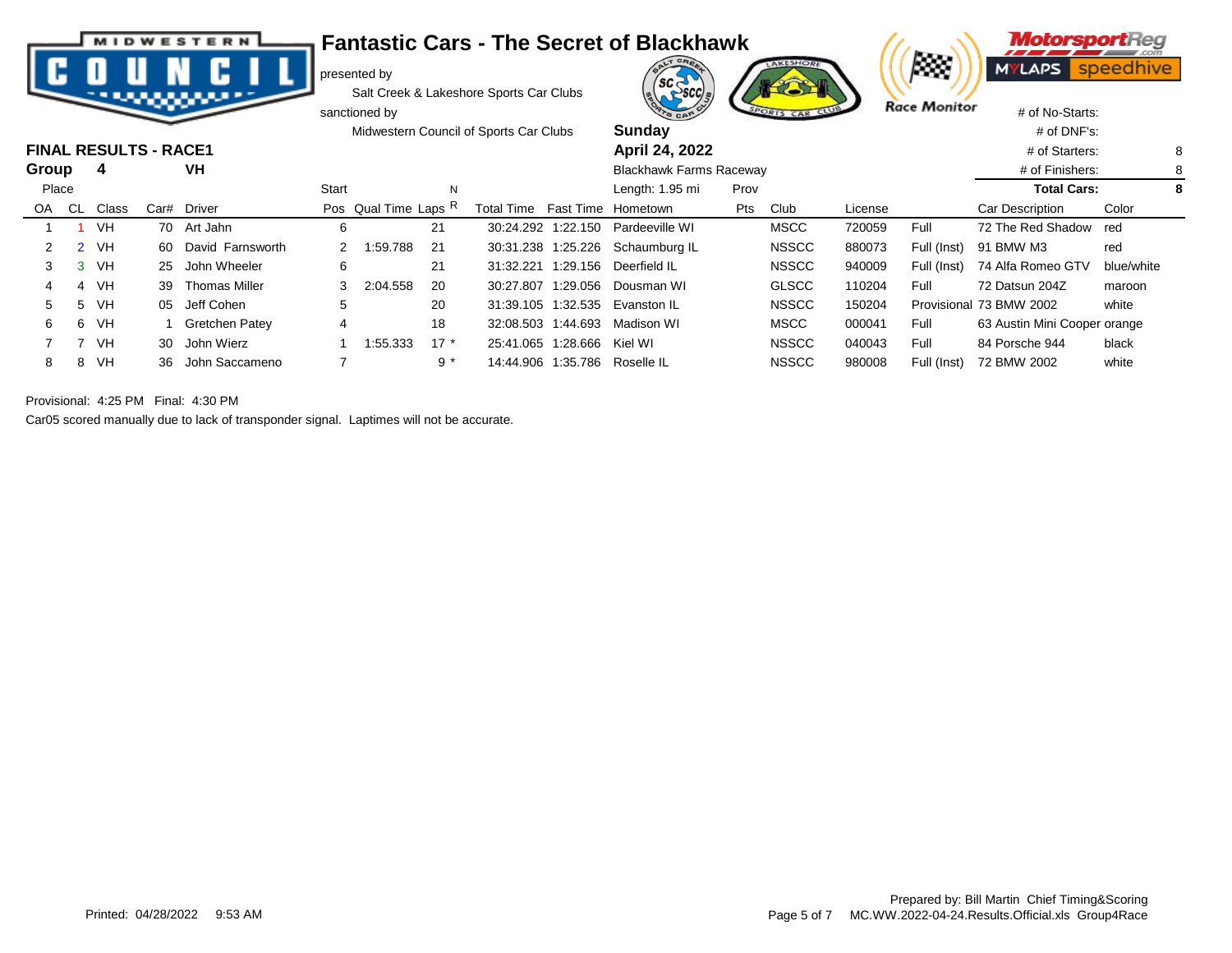# Fantastic Cars - The Secret of Blackhawk

presented by
Salt Creek & Lakeshore Sports Car Clubs
sanctioned by
Midwestern Council of Sports Car Clubs

**Sunday**
**April 24, 2022**
Blackhawk Farms Raceway
Length: 1.95 mi

| | |
|---|---|
| # of No-Starts: | |
| # of DNF's: | |
| # of Starters: | 8 |
| # of Finishers: | 8 |
| **Total Cars:** | **8** |

## FINAL RESULTS - RACE1

**Group 4 VH**

| Place OA | CL | Class | Car# | Driver | Start Pos | Qual Time | Laps | NR | Total Time | Fast Time | Hometown | Prov Pts | Club | License | | Car Description | Color |
|---|---|---|---|---|---|---|---|---|---|---|---|---|---|---|---|---|---|
| 1 | 1 | VH | 70 | Art Jahn | 6 | | 21 | | 30:24.292 | 1:22.150 | Pardeeville WI | | MSCC | 720059 | Full | 72 The Red Shadow | red |
| 2 | 2 | VH | 60 | David Farnsworth | 2 | 1:59.788 | 21 | | 30:31.238 | 1:25.226 | Schaumburg IL | | NSSCC | 880073 | Full (Inst) | 91 BMW M3 | red |
| 3 | 3 | VH | 25 | John Wheeler | 6 | | 21 | | 31:32.221 | 1:29.156 | Deerfield IL | | NSSCC | 940009 | Full (Inst) | 74 Alfa Romeo GTV | blue/white |
| 4 | 4 | VH | 39 | Thomas Miller | 3 | 2:04.558 | 20 | | 30:27.807 | 1:29.056 | Dousman WI | | GLSCC | 110204 | Full | 72 Datsun 204Z | maroon |
| 5 | 5 | VH | 05 | Jeff Cohen | 5 | | 20 | | 31:39.105 | 1:32.535 | Evanston IL | | NSSCC | 150204 | Provisional | 73 BMW 2002 | white |
| 6 | 6 | VH | 1 | Gretchen Patey | 4 | | 18 | | 32:08.503 | 1:44.693 | Madison WI | | MSCC | 000041 | Full | 63 Austin Mini Cooper | orange |
| 7 | 7 | VH | 30 | John Wierz | 1 | 1:55.333 | 17 | * | 25:41.065 | 1:28.666 | Kiel WI | | NSSCC | 040043 | Full | 84 Porsche 944 | black |
| 8 | 8 | VH | 36 | John Saccameno | 7 | | 9 | * | 14:44.906 | 1:35.786 | Roselle IL | | NSSCC | 980008 | Full (Inst) | 72 BMW 2002 | white |

Provisional: 4:25 PM Final: 4:30 PM

Car05 scored manually due to lack of transponder signal. Laptimes will not be accurate.

Printed: 04/28/2022 9:53 AM

Prepared by: Bill Martin Chief Timing&Scoring
MC.WW.2022-04-24.Results.Official.xls Group4Race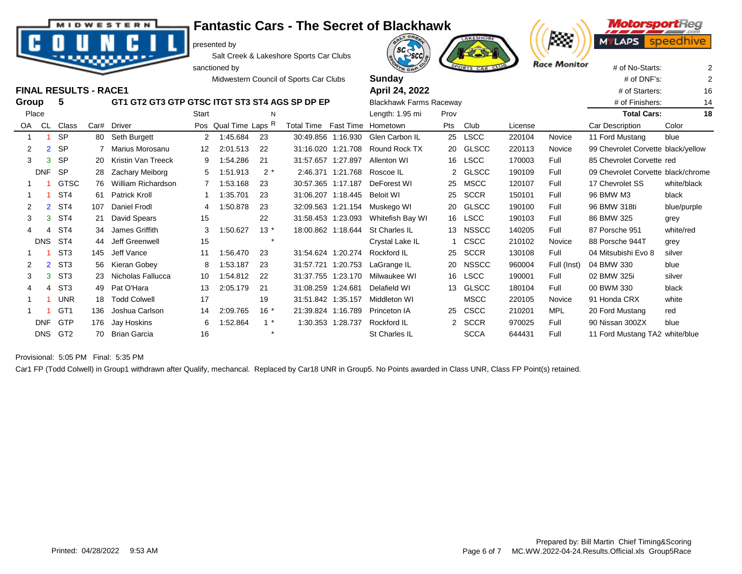# Fantastic Cars - The Secret of Blackhawk

presented by

Salt Creek & Lakeshore Sports Car Clubs

sanctioned by

Midwestern Council of Sports Car Clubs

**Sunday**

**April 24, 2022**

Blackhawk Farms Raceway

Length: 1.95 mi

| | |
|---|---|
| # of No-Starts: | 2 |
| # of DNF's: | 2 |
| # of Starters: | 16 |
| # of Finishers: | 14 |
| **Total Cars:** | **18** |

## FINAL RESULTS - RACE1

**Group 5** GT1 GT2 GT3 GTP GTSC ITGT ST3 ST4 AGS SP DP EP

| Place OA | CL | Class | Car# | Driver | Start Pos | Qual Time | Laps | NR | Total Time | Fast Time | Hometown | Prov Pts | Club | License | | Car Description | Color |
|---|---|---|---|---|---|---|---|---|---|---|---|---|---|---|---|---|---|
| 1 | 1 | SP | 80 | Seth Burgett | 2 | 1:45.684 | 23 | | 30:49.856 | 1:16.930 | Glen Carbon IL | 25 | LSCC | 220104 | Novice | 11 Ford Mustang | blue |
| 2 | 2 | SP | 7 | Marius Morosanu | 12 | 2:01.513 | 22 | | 31:16.020 | 1:21.708 | Round Rock TX | 20 | GLSCC | 220113 | Novice | 99 Chevrolet Corvette | black/yellow |
| 3 | 3 | SP | 20 | Kristin Van Treeck | 9 | 1:54.286 | 21 | | 31:57.657 | 1:27.897 | Allenton WI | 16 | LSCC | 170003 | Full | 85 Chevrolet Corvette | red |
| | DNF | SP | 28 | Zachary Meiborg | 5 | 1:51.913 | 2 | * | 2:46.371 | 1:21.768 | Roscoe IL | 2 | GLSCC | 190109 | Full | 09 Chevrolet Corvette | black/chrome |
| 1 | 1 | GTSC | 76 | William Richardson | 7 | 1:53.168 | 23 | | 30:57.365 | 1:17.187 | DeForest WI | 25 | MSCC | 120107 | Full | 17 Chevrolet SS | white/black |
| 1 | 1 | ST4 | 61 | Patrick Kroll | 1 | 1:35.701 | 23 | | 31:06.207 | 1:18.445 | Beloit WI | 25 | SCCR | 150101 | Full | 96 BMW M3 | black |
| 2 | 2 | ST4 | 107 | Daniel Frodl | 4 | 1:50.878 | 23 | | 32:09.563 | 1:21.154 | Muskego WI | 20 | GLSCC | 190100 | Full | 96 BMW 318ti | blue/purple |
| 3 | 3 | ST4 | 21 | David Spears | 15 | | 22 | | 31:58.453 | 1:23.093 | Whitefish Bay WI | 16 | LSCC | 190103 | Full | 86 BMW 325 | grey |
| 4 | 4 | ST4 | 34 | James Griffith | 3 | 1:50.627 | 13 | * | 18:00.862 | 1:18.644 | St Charles IL | 13 | NSSCC | 140205 | Full | 87 Porsche 951 | white/red |
| | DNS | ST4 | 44 | Jeff Greenwell | 15 | | | * | | | Crystal Lake IL | 1 | CSCC | 210102 | Novice | 88 Porsche 944T | grey |
| 1 | 1 | ST3 | 145 | Jeff Vance | 11 | 1:56.470 | 23 | | 31:54.624 | 1:20.274 | Rockford IL | 25 | SCCR | 130108 | Full | 04 Mitsubishi Evo 8 | silver |
| 2 | 2 | ST3 | 56 | Kieran Gobey | 8 | 1:53.187 | 23 | | 31:57.721 | 1:20.753 | LaGrange IL | 20 | NSSCC | 960004 | Full (Inst) | 04 BMW 330 | blue |
| 3 | 3 | ST3 | 23 | Nicholas Fallucca | 10 | 1:54.812 | 22 | | 31:37.755 | 1:23.170 | Milwaukee WI | 16 | LSCC | 190001 | Full | 02 BMW 325i | silver |
| 4 | 4 | ST3 | 49 | Pat O'Hara | 13 | 2:05.179 | 21 | | 31:08.259 | 1:24.681 | Delafield WI | 13 | GLSCC | 180104 | Full | 00 BWM 330 | black |
| 1 | 1 | UNR | 18 | Todd Colwell | 17 | | 19 | | 31:51.842 | 1:35.157 | Middleton WI | | MSCC | 220105 | Novice | 91 Honda CRX | white |
| 1 | 1 | GT1 | 136 | Joshua Carlson | 14 | 2:09.765 | 16 | * | 21:39.824 | 1:16.789 | Princeton IA | 25 | CSCC | 210201 | MPL | 20 Ford Mustang | red |
| | DNF | GTP | 176 | Jay Hoskins | 6 | 1:52.864 | 1 | * | 1:30.353 | 1:28.737 | Rockford IL | 2 | SCCR | 970025 | Full | 90 Nissan 300ZX | blue |
| | DNS | GT2 | 70 | Brian Garcia | 16 | | | * | | | St Charles IL | | SCCA | 644431 | Full | 11 Ford Mustang TA2 | white/blue |

Provisional: 5:05 PM Final: 5:35 PM

Car1 FP (Todd Colwell) in Group1 withdrawn after Qualify, mechancal. Replaced by Car18 UNR in Group5. No Points awarded in Class UNR, Class FP Point(s) retained.

Printed: 04/28/2022 9:53 AM

Prepared by: Bill Martin Chief Timing&Scoring

MC.WW.2022-04-24.Results.Official.xls Group5Race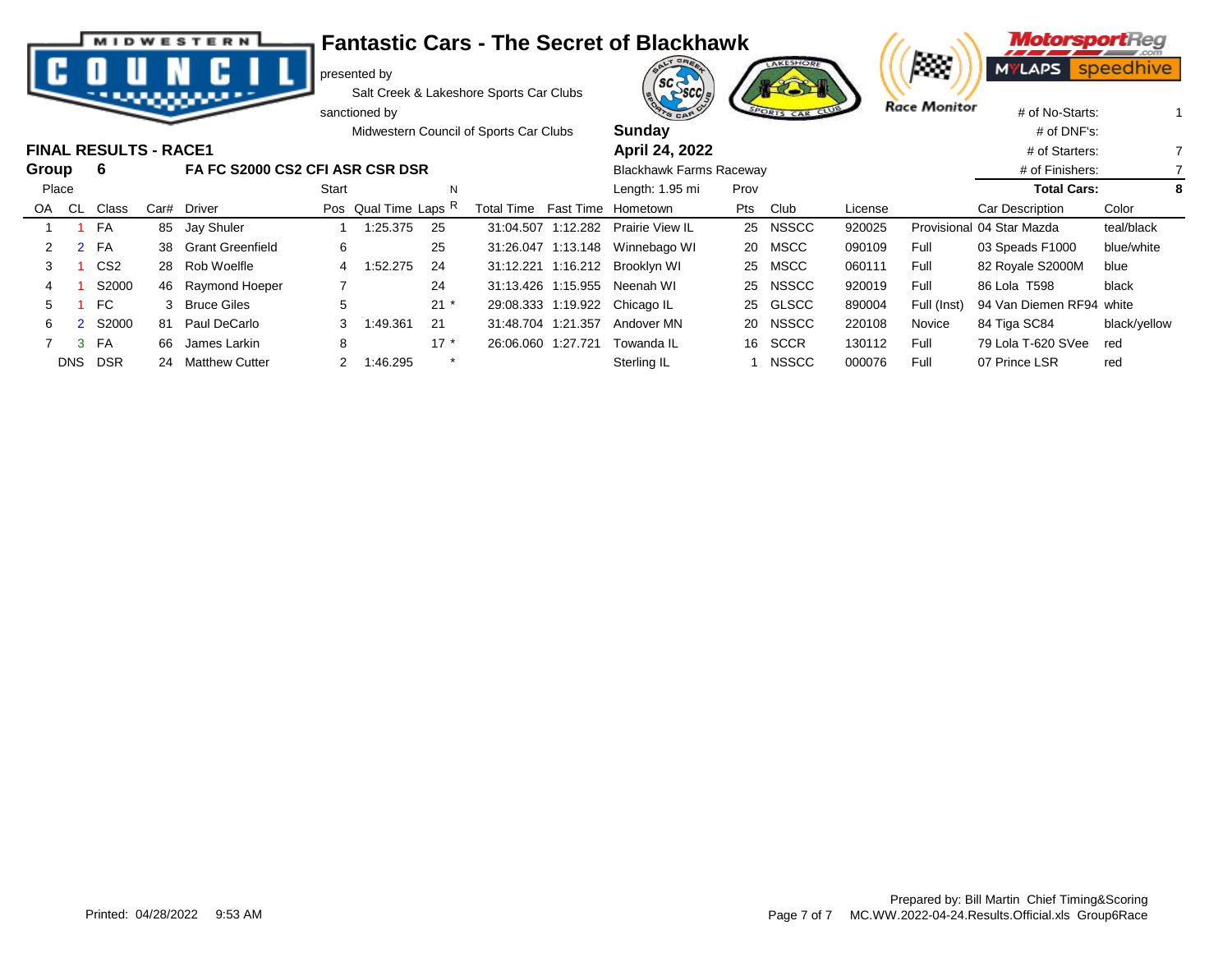# Fantastic Cars - The Secret of Blackhawk

presented by

Salt Creek & Lakeshore Sports Car Clubs

sanctioned by

Midwestern Council of Sports Car Clubs

**Sunday**

**April 24, 2022**

Blackhawk Farms Raceway

Length: 1.95 mi

| | |
|---|---|
| # of No-Starts: | 1 |
| # of DNF's: | |
| # of Starters: | 7 |
| # of Finishers: | 7 |
| **Total Cars:** | **8** |

## FINAL RESULTS - RACE1

**Group 6 — FA FC S2000 CS2 CFI ASR CSR DSR**

| OA | CL | Class | Car# | Driver | Start Pos | Qual Time | Laps | NR | Total Time | Fast Time | Hometown | Prov Pts | Club | License | | Car Description | Color |
|---|---|---|---|---|---|---|---|---|---|---|---|---|---|---|---|---|---|
| 1 | 1 | FA | 85 | Jay Shuler | 1 | 1:25.375 | 25 | | 31:04.507 | 1:12.282 | Prairie View IL | 25 | NSSCC | 920025 | Provisional | 04 Star Mazda | teal/black |
| 2 | 2 | FA | 38 | Grant Greenfield | 6 | | 25 | | 31:26.047 | 1:13.148 | Winnebago WI | 20 | MSCC | 090109 | Full | 03 Speads F1000 | blue/white |
| 3 | 1 | CS2 | 28 | Rob Woelfle | 4 | 1:52.275 | 24 | | 31:12.221 | 1:16.212 | Brooklyn WI | 25 | MSCC | 060111 | Full | 82 Royale S2000M | blue |
| 4 | 1 | S2000 | 46 | Raymond Hoeper | 7 | | 24 | | 31:13.426 | 1:15.955 | Neenah WI | 25 | NSSCC | 920019 | Full | 86 Lola T598 | black |
| 5 | 1 | FC | 3 | Bruce Giles | 5 | | 21 | * | 29:08.333 | 1:19.922 | Chicago IL | 25 | GLSCC | 890004 | Full (Inst) | 94 Van Diemen RF94 | white |
| 6 | 2 | S2000 | 81 | Paul DeCarlo | 3 | 1:49.361 | 21 | | 31:48.704 | 1:21.357 | Andover MN | 20 | NSSCC | 220108 | Novice | 84 Tiga SC84 | black/yellow |
| 7 | 3 | FA | 66 | James Larkin | 8 | | 17 | * | 26:06.060 | 1:27.721 | Towanda IL | 16 | SCCR | 130112 | Full | 79 Lola T-620 SVee | red |
| | DNS | DSR | 24 | Matthew Cutter | 2 | 1:46.295 | | * | | | Sterling IL | 1 | NSSCC | 000076 | Full | 07 Prince LSR | red |

Printed: 04/28/2022 9:53 AM

Prepared by: Bill Martin Chief Timing&Scoring

MC.WW.2022-04-24.Results.Official.xls Group6Race